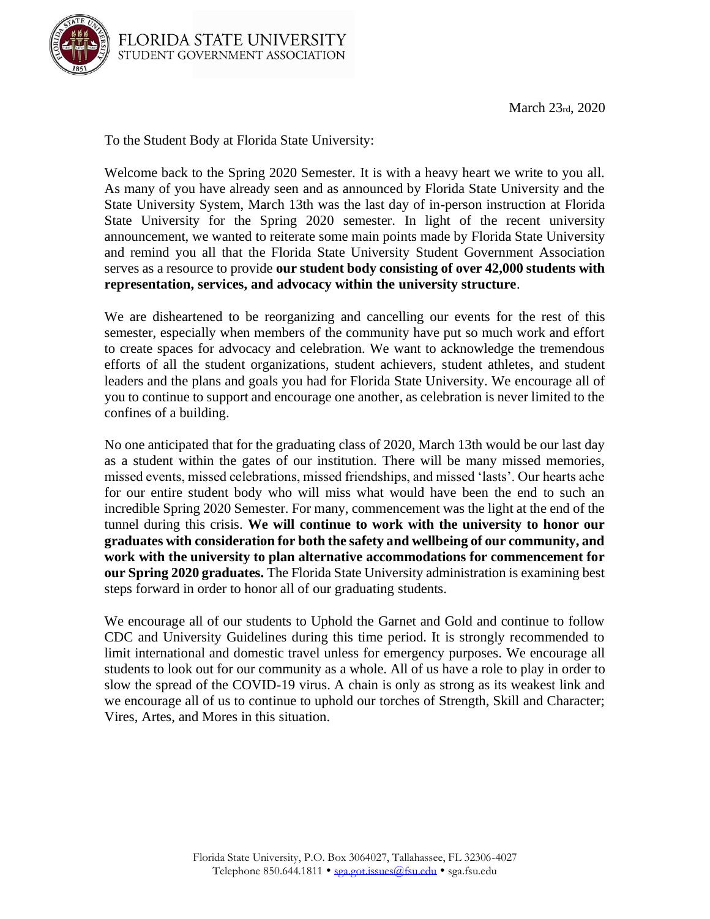FLORIDA STATE UNIVERSITY
STUDENT GOVERNMENT ASSOCIATION

March 23rd, 2020

To the Student Body at Florida State University:

Welcome back to the Spring 2020 Semester. It is with a heavy heart we write to you all. As many of you have already seen and as announced by Florida State University and the State University System, March 13th was the last day of in-person instruction at Florida State University for the Spring 2020 semester. In light of the recent university announcement, we wanted to reiterate some main points made by Florida State University and remind you all that the Florida State University Student Government Association serves as a resource to provide **our student body consisting of over 42,000 students with representation, services, and advocacy within the university structure**.

We are disheartened to be reorganizing and cancelling our events for the rest of this semester, especially when members of the community have put so much work and effort to create spaces for advocacy and celebration. We want to acknowledge the tremendous efforts of all the student organizations, student achievers, student athletes, and student leaders and the plans and goals you had for Florida State University. We encourage all of you to continue to support and encourage one another, as celebration is never limited to the confines of a building.

No one anticipated that for the graduating class of 2020, March 13th would be our last day as a student within the gates of our institution. There will be many missed memories, missed events, missed celebrations, missed friendships, and missed 'lasts'. Our hearts ache for our entire student body who will miss what would have been the end to such an incredible Spring 2020 Semester. For many, commencement was the light at the end of the tunnel during this crisis. **We will continue to work with the university to honor our graduates with consideration for both the safety and wellbeing of our community, and work with the university to plan alternative accommodations for commencement for our Spring 2020 graduates.** The Florida State University administration is examining best steps forward in order to honor all of our graduating students.

We encourage all of our students to Uphold the Garnet and Gold and continue to follow CDC and University Guidelines during this time period. It is strongly recommended to limit international and domestic travel unless for emergency purposes. We encourage all students to look out for our community as a whole. All of us have a role to play in order to slow the spread of the COVID-19 virus. A chain is only as strong as its weakest link and we encourage all of us to continue to uphold our torches of Strength, Skill and Character; Vires, Artes, and Mores in this situation.

Florida State University, P.O. Box 3064027, Tallahassee, FL 32306-4027
Telephone 850.644.1811 • sga.got.issues@fsu.edu • sga.fsu.edu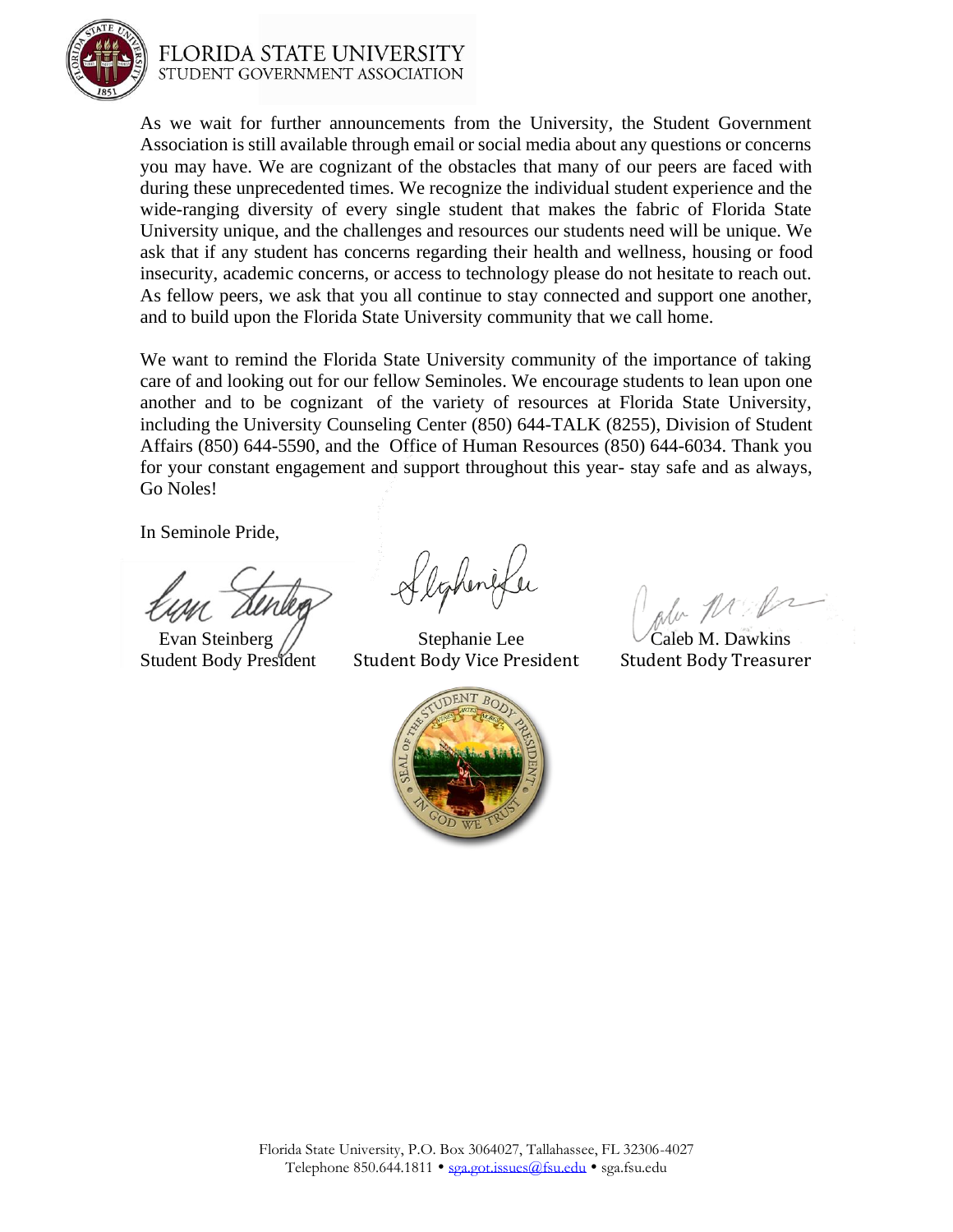FLORIDA STATE UNIVERSITY
STUDENT GOVERNMENT ASSOCIATION

As we wait for further announcements from the University, the Student Government Association is still available through email or social media about any questions or concerns you may have. We are cognizant of the obstacles that many of our peers are faced with during these unprecedented times. We recognize the individual student experience and the wide-ranging diversity of every single student that makes the fabric of Florida State University unique, and the challenges and resources our students need will be unique. We ask that if any student has concerns regarding their health and wellness, housing or food insecurity, academic concerns, or access to technology please do not hesitate to reach out. As fellow peers, we ask that you all continue to stay connected and support one another, and to build upon the Florida State University community that we call home.

We want to remind the Florida State University community of the importance of taking care of and looking out for our fellow Seminoles. We encourage students to lean upon one another and to be cognizant of the variety of resources at Florida State University, including the University Counseling Center (850) 644-TALK (8255), Division of Student Affairs (850) 644-5590, and the Office of Human Resources (850) 644-6034. Thank you for your constant engagement and support throughout this year- stay safe and as always, Go Noles!

In Seminole Pride,

| | | |
|---|---|---|
| Evan Steinberg | Stephanie Lee | Caleb M. Dawkins |
| Student Body President | Student Body Vice President | Student Body Treasurer |

Florida State University, P.O. Box 3064027, Tallahassee, FL 32306-4027
Telephone 850.644.1811 • sga.got.issues@fsu.edu • sga.fsu.edu